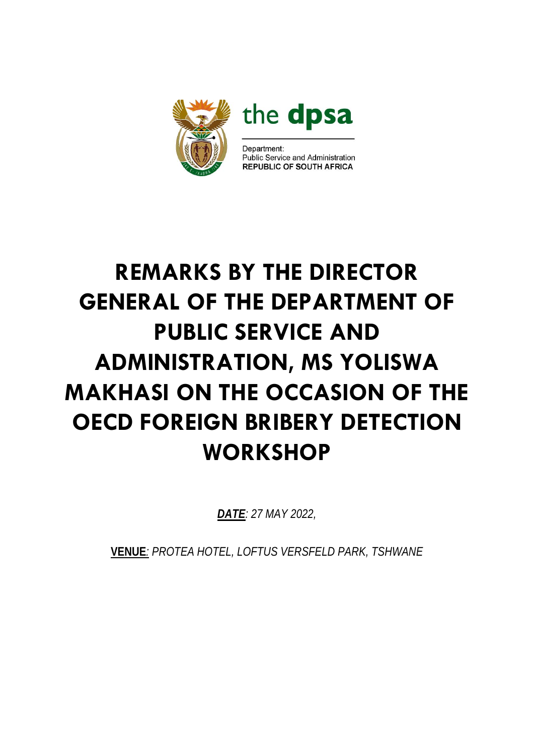the dpsa

Department:
Public Service and Administration
REPUBLIC OF SOUTH AFRICA

# REMARKS BY THE DIRECTOR GENERAL OF THE DEPARTMENT OF PUBLIC SERVICE AND ADMINISTRATION, MS YOLISWA MAKHASI ON THE OCCASION OF THE OECD FOREIGN BRIBERY DETECTION WORKSHOP

***DATE**: 27 MAY 2022,*

**VENUE**: *PROTEA HOTEL, LOFTUS VERSFELD PARK, TSHWANE*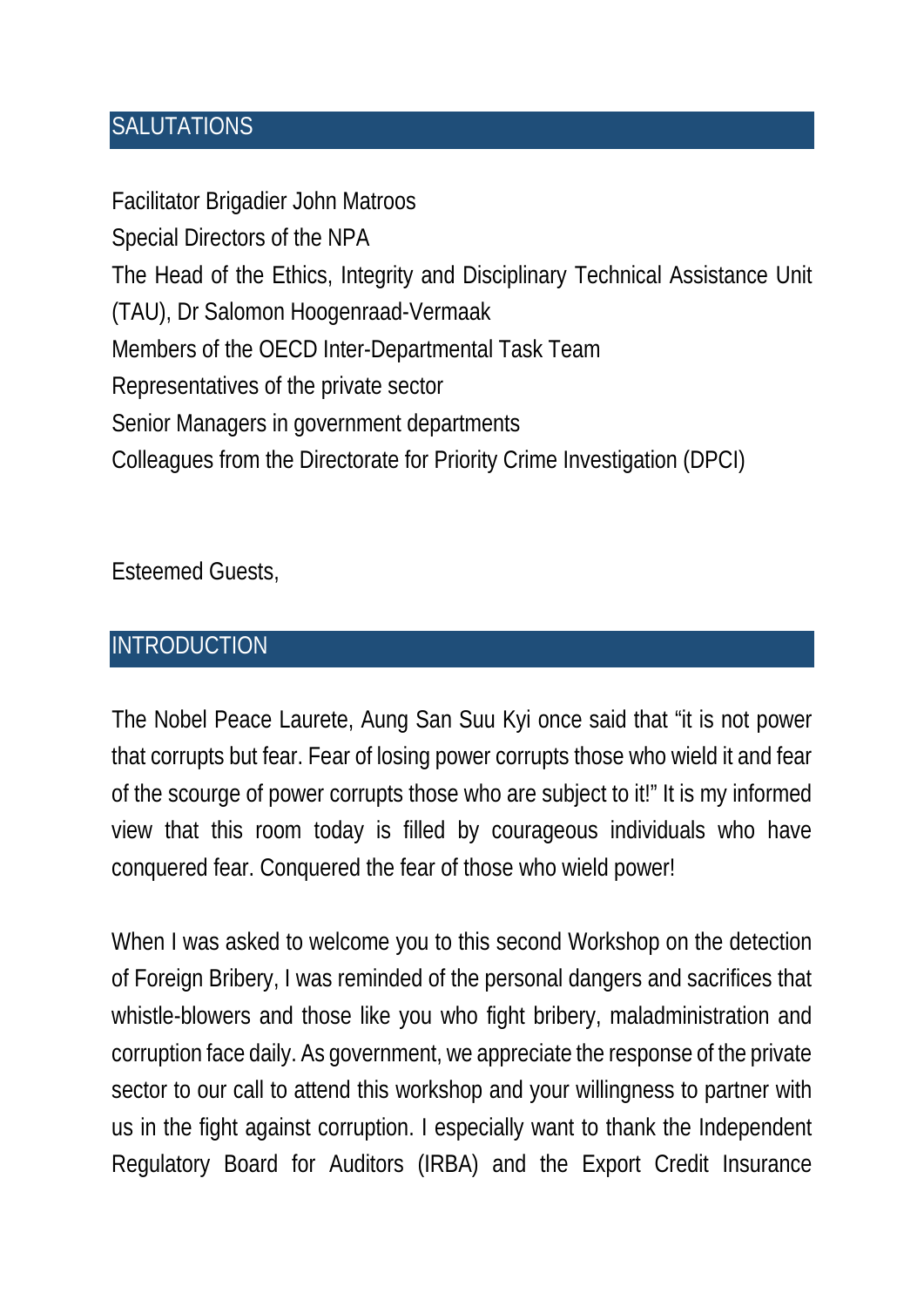## SALUTATIONS

Facilitator Brigadier John Matroos
Special Directors of the NPA
The Head of the Ethics, Integrity and Disciplinary Technical Assistance Unit (TAU), Dr Salomon Hoogenraad-Vermaak
Members of the OECD Inter-Departmental Task Team
Representatives of the private sector
Senior Managers in government departments
Colleagues from the Directorate for Priority Crime Investigation (DPCI)

Esteemed Guests,

## INTRODUCTION

The Nobel Peace Laurete, Aung San Suu Kyi once said that "it is not power that corrupts but fear. Fear of losing power corrupts those who wield it and fear of the scourge of power corrupts those who are subject to it!" It is my informed view that this room today is filled by courageous individuals who have conquered fear. Conquered the fear of those who wield power!

When I was asked to welcome you to this second Workshop on the detection of Foreign Bribery, I was reminded of the personal dangers and sacrifices that whistle-blowers and those like you who fight bribery, maladministration and corruption face daily. As government, we appreciate the response of the private sector to our call to attend this workshop and your willingness to partner with us in the fight against corruption. I especially want to thank the Independent Regulatory Board for Auditors (IRBA) and the Export Credit Insurance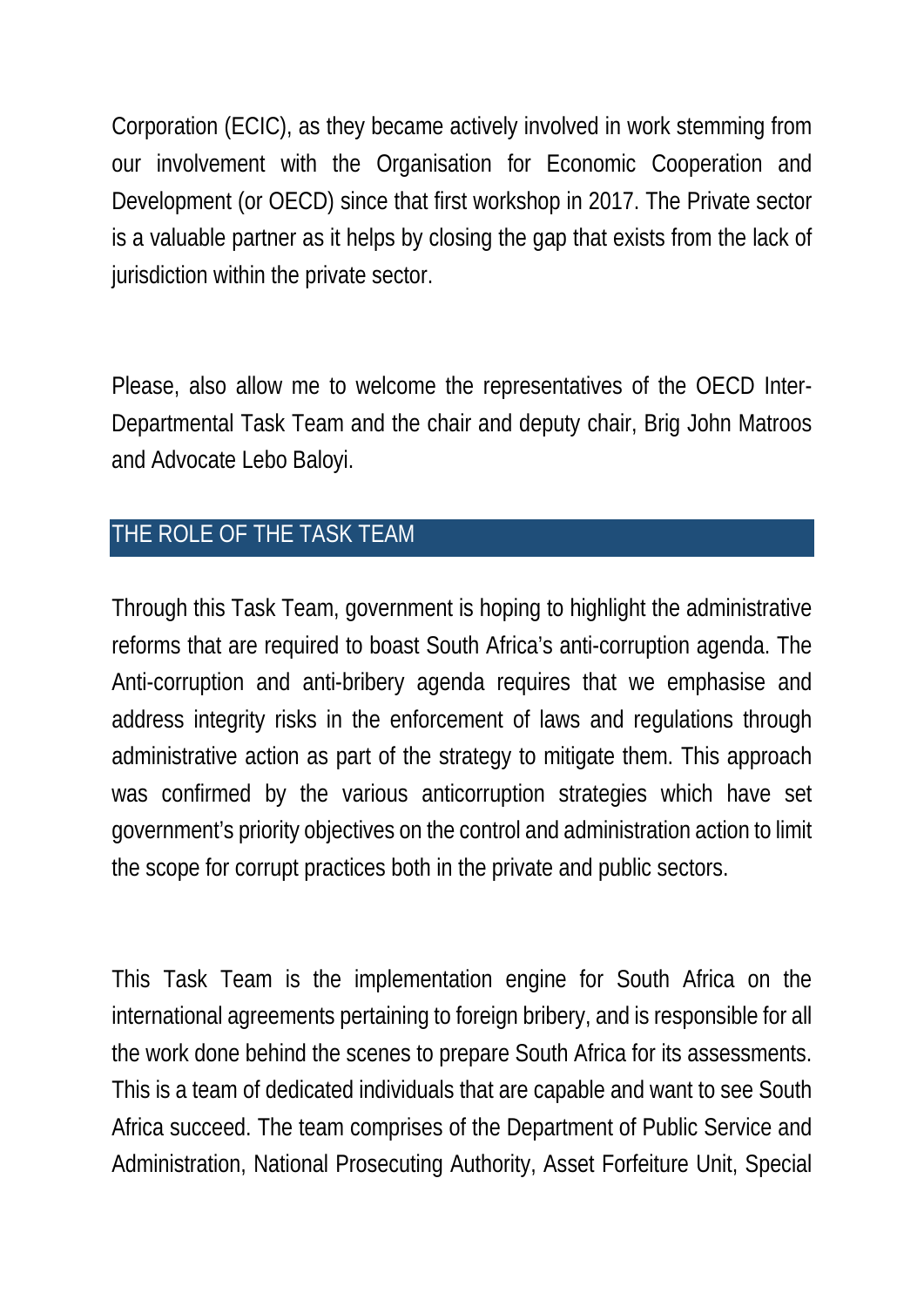Corporation (ECIC), as they became actively involved in work stemming from our involvement with the Organisation for Economic Cooperation and Development (or OECD) since that first workshop in 2017. The Private sector is a valuable partner as it helps by closing the gap that exists from the lack of jurisdiction within the private sector.

Please, also allow me to welcome the representatives of the OECD Inter-Departmental Task Team and the chair and deputy chair, Brig John Matroos and Advocate Lebo Baloyi.

## THE ROLE OF THE TASK TEAM

Through this Task Team, government is hoping to highlight the administrative reforms that are required to boast South Africa's anti-corruption agenda. The Anti-corruption and anti-bribery agenda requires that we emphasise and address integrity risks in the enforcement of laws and regulations through administrative action as part of the strategy to mitigate them. This approach was confirmed by the various anticorruption strategies which have set government's priority objectives on the control and administration action to limit the scope for corrupt practices both in the private and public sectors.

This Task Team is the implementation engine for South Africa on the international agreements pertaining to foreign bribery, and is responsible for all the work done behind the scenes to prepare South Africa for its assessments. This is a team of dedicated individuals that are capable and want to see South Africa succeed. The team comprises of the Department of Public Service and Administration, National Prosecuting Authority, Asset Forfeiture Unit, Special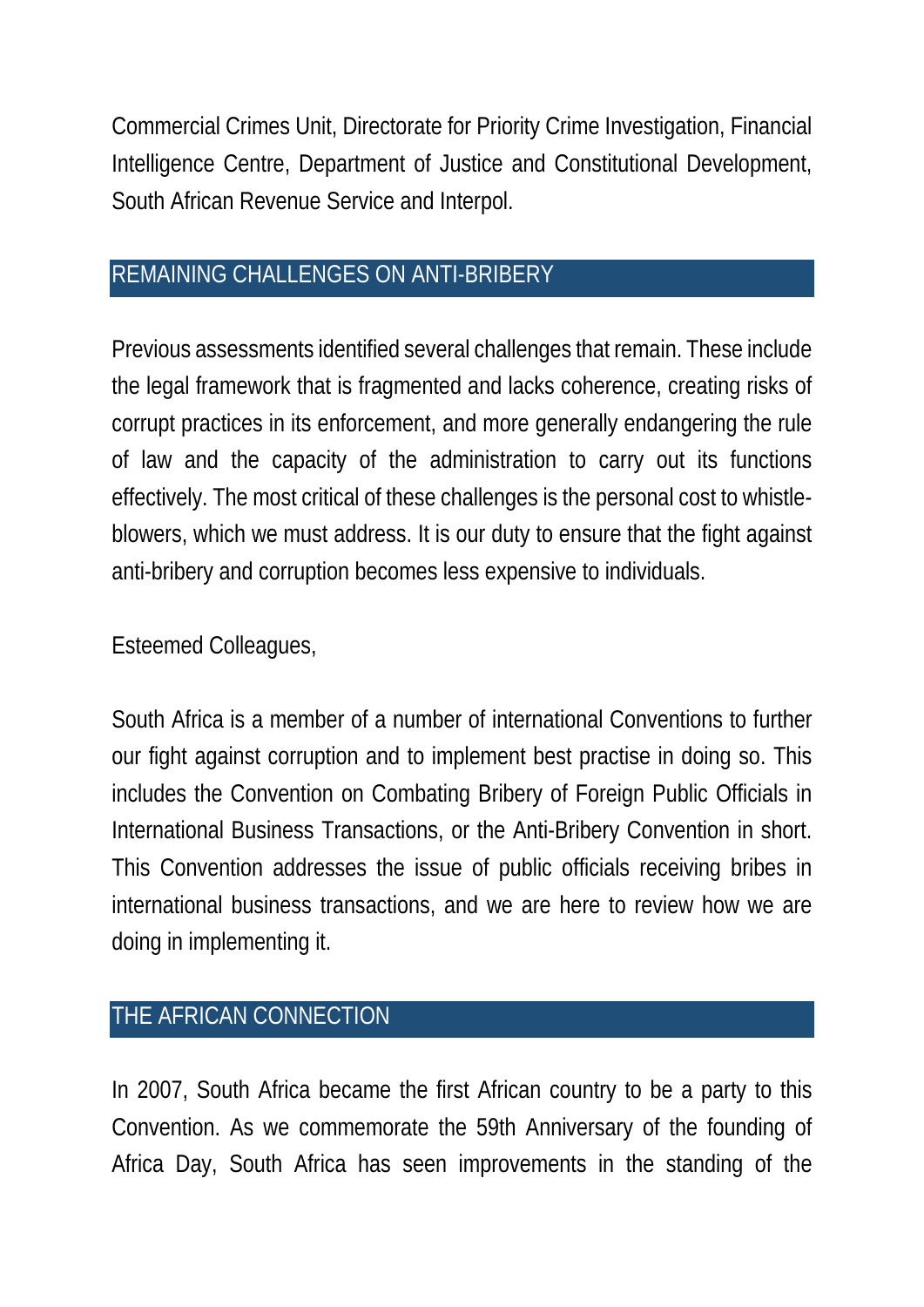Commercial Crimes Unit, Directorate for Priority Crime Investigation, Financial Intelligence Centre, Department of Justice and Constitutional Development, South African Revenue Service and Interpol.

## REMAINING CHALLENGES ON ANTI-BRIBERY

Previous assessments identified several challenges that remain. These include the legal framework that is fragmented and lacks coherence, creating risks of corrupt practices in its enforcement, and more generally endangering the rule of law and the capacity of the administration to carry out its functions effectively. The most critical of these challenges is the personal cost to whistle-blowers, which we must address. It is our duty to ensure that the fight against anti-bribery and corruption becomes less expensive to individuals.

Esteemed Colleagues,

South Africa is a member of a number of international Conventions to further our fight against corruption and to implement best practise in doing so. This includes the Convention on Combating Bribery of Foreign Public Officials in International Business Transactions, or the Anti-Bribery Convention in short. This Convention addresses the issue of public officials receiving bribes in international business transactions, and we are here to review how we are doing in implementing it.

## THE AFRICAN CONNECTION

In 2007, South Africa became the first African country to be a party to this Convention. As we commemorate the 59th Anniversary of the founding of Africa Day, South Africa has seen improvements in the standing of the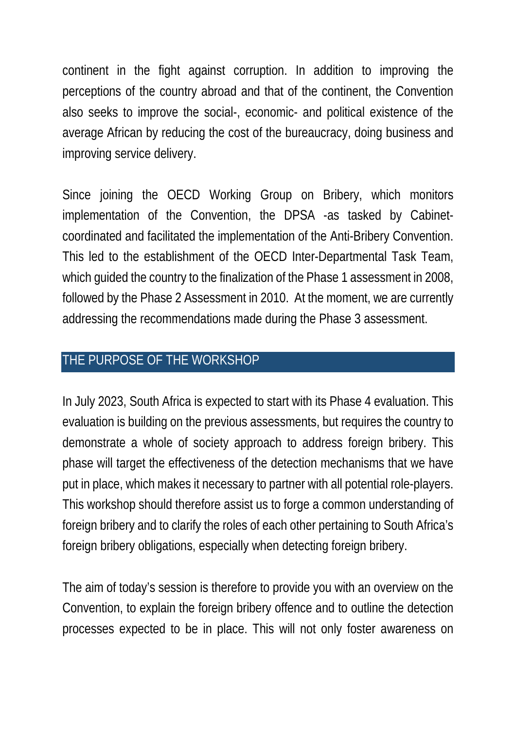continent in the fight against corruption. In addition to improving the perceptions of the country abroad and that of the continent, the Convention also seeks to improve the social-, economic- and political existence of the average African by reducing the cost of the bureaucracy, doing business and improving service delivery.

Since joining the OECD Working Group on Bribery, which monitors implementation of the Convention, the DPSA -as tasked by Cabinet- coordinated and facilitated the implementation of the Anti-Bribery Convention. This led to the establishment of the OECD Inter-Departmental Task Team, which guided the country to the finalization of the Phase 1 assessment in 2008, followed by the Phase 2 Assessment in 2010. At the moment, we are currently addressing the recommendations made during the Phase 3 assessment.

## THE PURPOSE OF THE WORKSHOP

In July 2023, South Africa is expected to start with its Phase 4 evaluation. This evaluation is building on the previous assessments, but requires the country to demonstrate a whole of society approach to address foreign bribery. This phase will target the effectiveness of the detection mechanisms that we have put in place, which makes it necessary to partner with all potential role-players. This workshop should therefore assist us to forge a common understanding of foreign bribery and to clarify the roles of each other pertaining to South Africa's foreign bribery obligations, especially when detecting foreign bribery.

The aim of today's session is therefore to provide you with an overview on the Convention, to explain the foreign bribery offence and to outline the detection processes expected to be in place. This will not only foster awareness on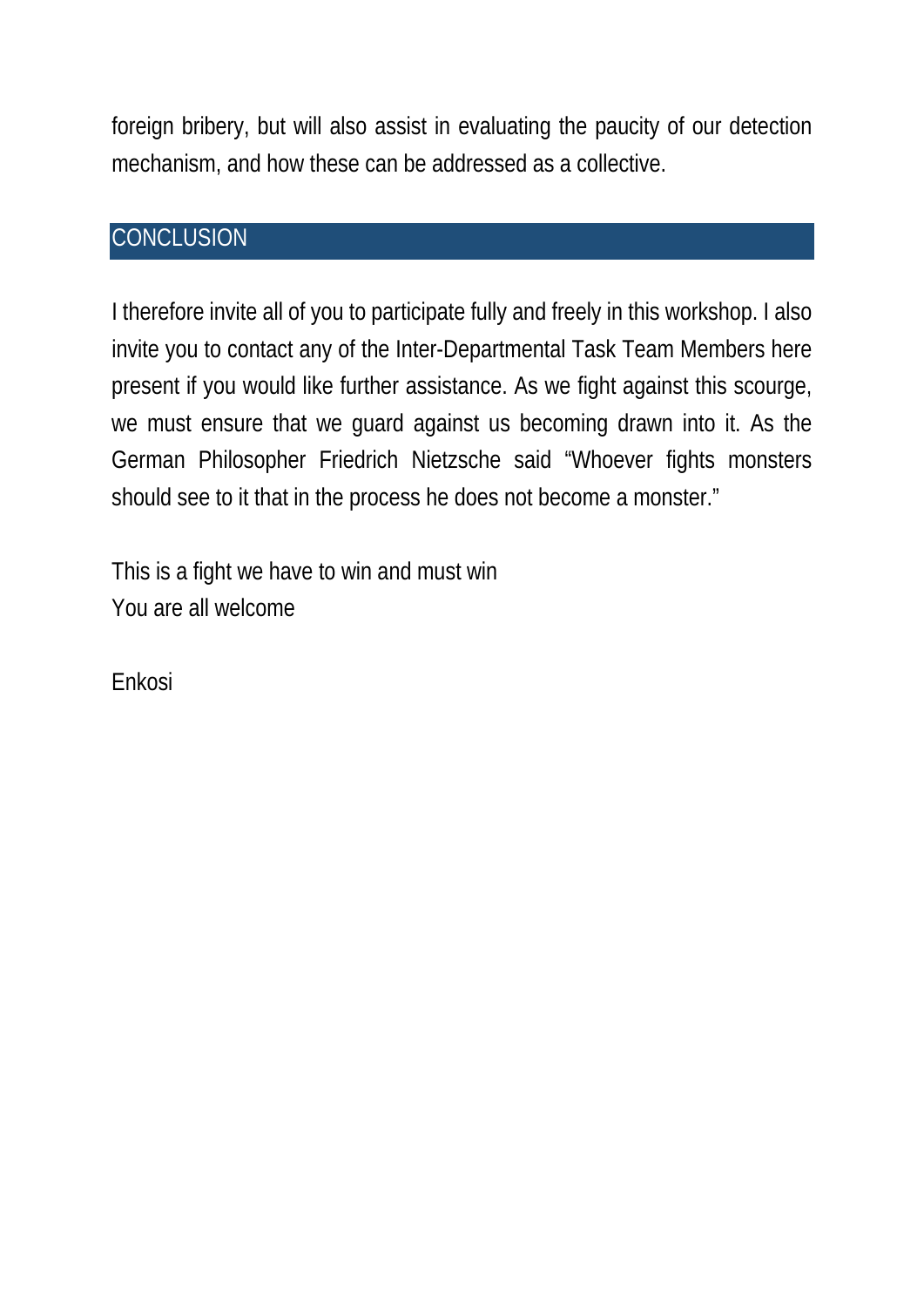foreign bribery, but will also assist in evaluating the paucity of our detection mechanism, and how these can be addressed as a collective.

## CONCLUSION

I therefore invite all of you to participate fully and freely in this workshop. I also invite you to contact any of the Inter-Departmental Task Team Members here present if you would like further assistance. As we fight against this scourge, we must ensure that we guard against us becoming drawn into it. As the German Philosopher Friedrich Nietzsche said "Whoever fights monsters should see to it that in the process he does not become a monster."

This is a fight we have to win and must win
You are all welcome

Enkosi